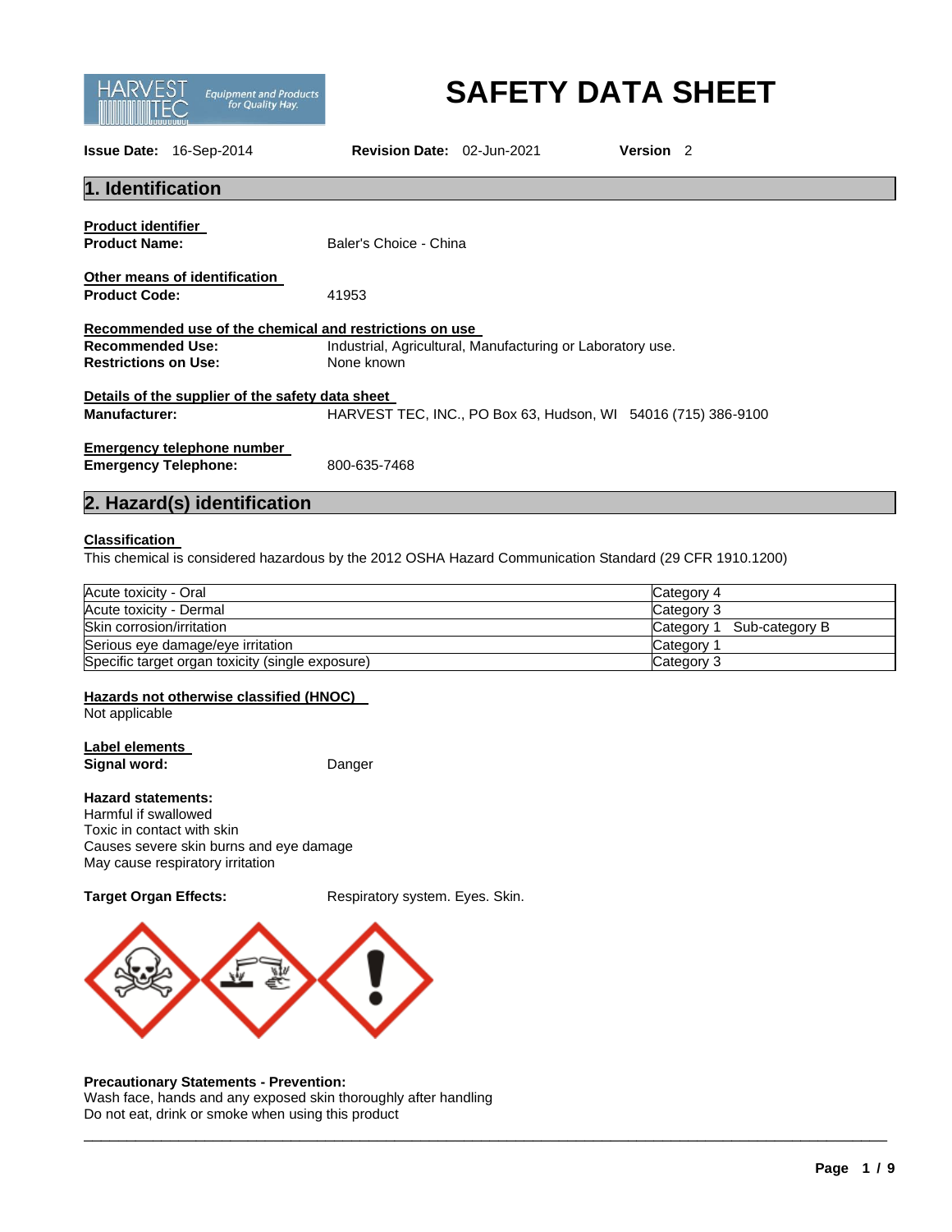# SAFETY DATA SHEET

**Issue Date:** 16-Sep-2014 **Revision Date:** 02-Jun-2021 **Version** 2

## 1. Identification

**Product identifier**

**Product Name:** Baler's Choice - China

**Other means of identification**

**Product Code:** 41953

**Recommended use of the chemical and restrictions on use**

**Recommended Use:** Industrial, Agricultural, Manufacturing or Laboratory use.

**Restrictions on Use:** None known

**Details of the supplier of the safety data sheet**

**Manufacturer:** HARVEST TEC, INC., PO Box 63, Hudson, WI 54016 (715) 386-9100

**Emergency telephone number**

**Emergency Telephone:** 800-635-7468

## 2. Hazard(s) identification

**Classification**

This chemical is considered hazardous by the 2012 OSHA Hazard Communication Standard (29 CFR 1910.1200)

| | |
|---|---|
| Acute toxicity - Oral | Category 4 |
| Acute toxicity - Dermal | Category 3 |
| Skin corrosion/irritation | Category 1 Sub-category B |
| Serious eye damage/eye irritation | Category 1 |
| Specific target organ toxicity (single exposure) | Category 3 |

**Hazards not otherwise classified (HNOC)**

Not applicable

**Label elements**

**Signal word:** Danger

**Hazard statements:**

Harmful if swallowed

Toxic in contact with skin

Causes severe skin burns and eye damage

May cause respiratory irritation

**Target Organ Effects:** Respiratory system. Eyes. Skin.

**Precautionary Statements - Prevention:**

Wash face, hands and any exposed skin thoroughly after handling

Do not eat, drink or smoke when using this product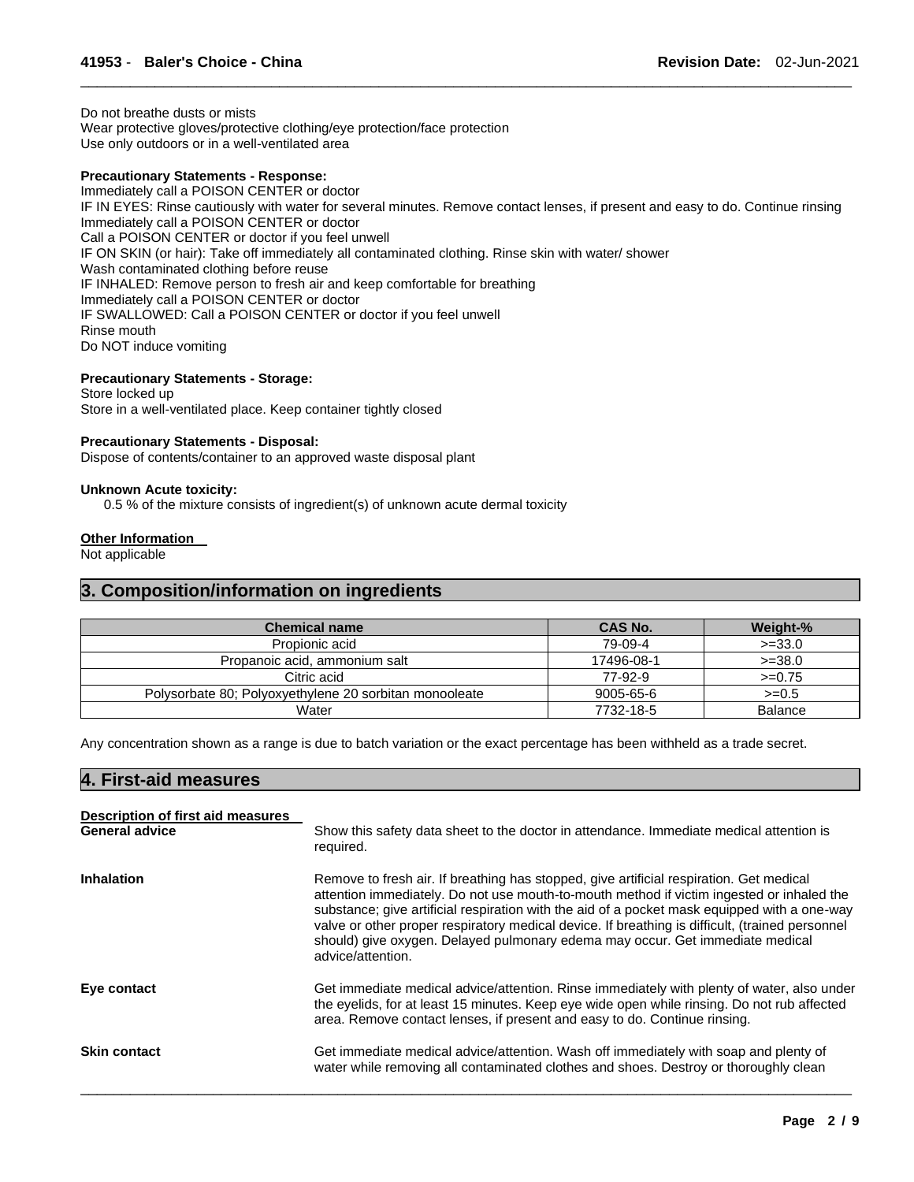Do not breathe dusts or mists
Wear protective gloves/protective clothing/eye protection/face protection
Use only outdoors or in a well-ventilated area

**Precautionary Statements - Response:**
Immediately call a POISON CENTER or doctor
IF IN EYES: Rinse cautiously with water for several minutes. Remove contact lenses, if present and easy to do. Continue rinsing
Immediately call a POISON CENTER or doctor
Call a POISON CENTER or doctor if you feel unwell
IF ON SKIN (or hair): Take off immediately all contaminated clothing. Rinse skin with water/ shower
Wash contaminated clothing before reuse
IF INHALED: Remove person to fresh air and keep comfortable for breathing
Immediately call a POISON CENTER or doctor
IF SWALLOWED: Call a POISON CENTER or doctor if you feel unwell
Rinse mouth
Do NOT induce vomiting

**Precautionary Statements - Storage:**
Store locked up
Store in a well-ventilated place. Keep container tightly closed

**Precautionary Statements - Disposal:**
Dispose of contents/container to an approved waste disposal plant

**Unknown Acute toxicity:**
0.5 % of the mixture consists of ingredient(s) of unknown acute dermal toxicity

**Other Information**
Not applicable

## 3. Composition/information on ingredients

| Chemical name | CAS No. | Weight-% |
|---|---|---|
| Propionic acid | 79-09-4 | >=33.0 |
| Propanoic acid, ammonium salt | 17496-08-1 | >=38.0 |
| Citric acid | 77-92-9 | >=0.75 |
| Polysorbate 80; Polyoxyethylene 20 sorbitan monooleate | 9005-65-6 | >=0.5 |
| Water | 7732-18-5 | Balance |

Any concentration shown as a range is due to batch variation or the exact percentage has been withheld as a trade secret.

## 4. First-aid measures

**Description of first aid measures**

**General advice**
Show this safety data sheet to the doctor in attendance. Immediate medical attention is required.

**Inhalation**
Remove to fresh air. If breathing has stopped, give artificial respiration. Get medical attention immediately. Do not use mouth-to-mouth method if victim ingested or inhaled the substance; give artificial respiration with the aid of a pocket mask equipped with a one-way valve or other proper respiratory medical device. If breathing is difficult, (trained personnel should) give oxygen. Delayed pulmonary edema may occur. Get immediate medical advice/attention.

**Eye contact**
Get immediate medical advice/attention. Rinse immediately with plenty of water, also under the eyelids, for at least 15 minutes. Keep eye wide open while rinsing. Do not rub affected area. Remove contact lenses, if present and easy to do. Continue rinsing.

**Skin contact**
Get immediate medical advice/attention. Wash off immediately with soap and plenty of water while removing all contaminated clothes and shoes. Destroy or thoroughly clean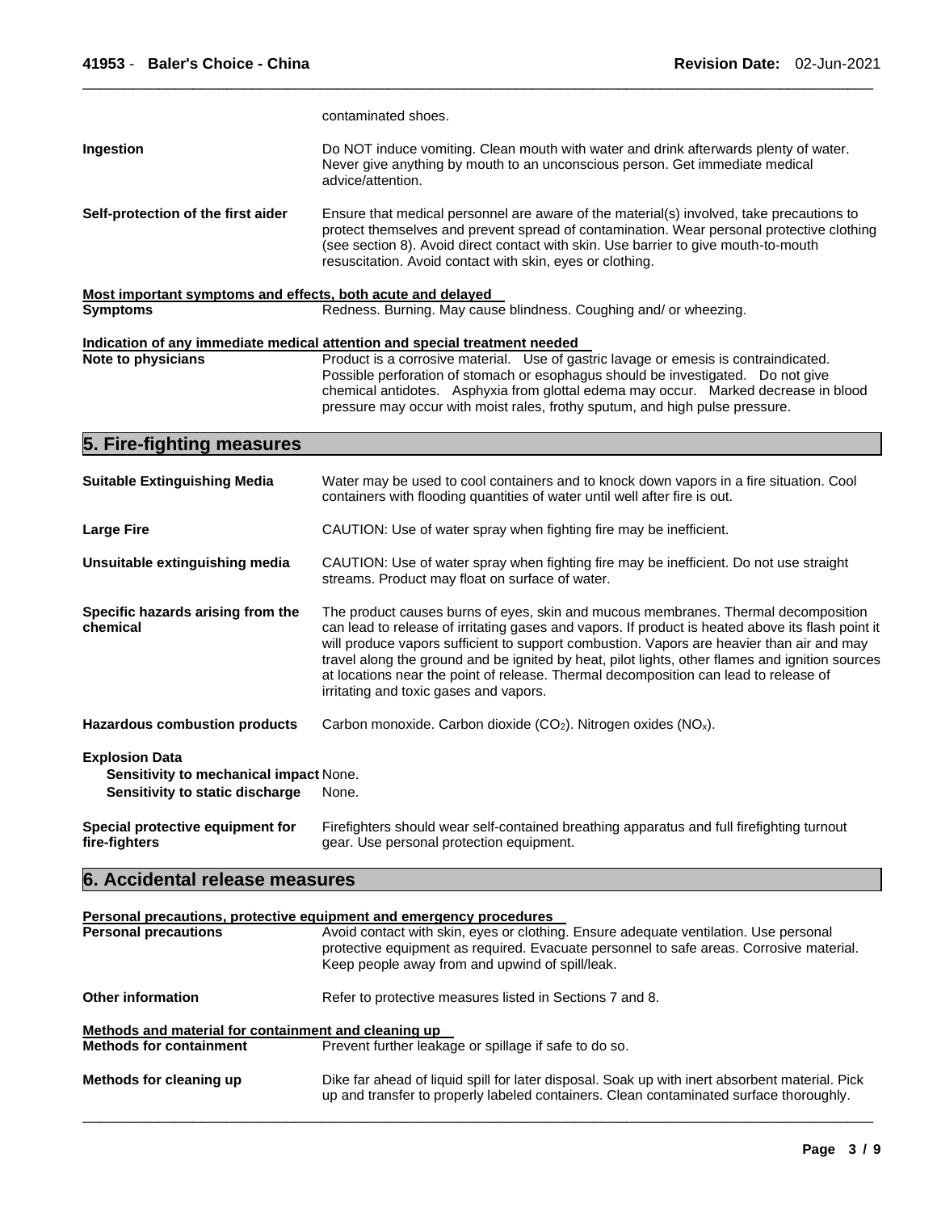contaminated shoes.

**Ingestion** Do NOT induce vomiting. Clean mouth with water and drink afterwards plenty of water. Never give anything by mouth to an unconscious person. Get immediate medical advice/attention.

**Self-protection of the first aider** Ensure that medical personnel are aware of the material(s) involved, take precautions to protect themselves and prevent spread of contamination. Wear personal protective clothing (see section 8). Avoid direct contact with skin. Use barrier to give mouth-to-mouth resuscitation. Avoid contact with skin, eyes or clothing.

**Most important symptoms and effects, both acute and delayed**

**Symptoms** Redness. Burning. May cause blindness. Coughing and/ or wheezing.

**Indication of any immediate medical attention and special treatment needed**

**Note to physicians** Product is a corrosive material. Use of gastric lavage or emesis is contraindicated. Possible perforation of stomach or esophagus should be investigated. Do not give chemical antidotes. Asphyxia from glottal edema may occur. Marked decrease in blood pressure may occur with moist rales, frothy sputum, and high pulse pressure.

## 5. Fire-fighting measures

**Suitable Extinguishing Media** Water may be used to cool containers and to knock down vapors in a fire situation. Cool containers with flooding quantities of water until well after fire is out.

**Large Fire** CAUTION: Use of water spray when fighting fire may be inefficient.

**Unsuitable extinguishing media** CAUTION: Use of water spray when fighting fire may be inefficient. Do not use straight streams. Product may float on surface of water.

**Specific hazards arising from the chemical** The product causes burns of eyes, skin and mucous membranes. Thermal decomposition can lead to release of irritating gases and vapors. If product is heated above its flash point it will produce vapors sufficient to support combustion. Vapors are heavier than air and may travel along the ground and be ignited by heat, pilot lights, other flames and ignition sources at locations near the point of release. Thermal decomposition can lead to release of irritating and toxic gases and vapors.

**Hazardous combustion products** Carbon monoxide. Carbon dioxide ($CO_2$). Nitrogen oxides ($NO_x$).

**Explosion Data**

**Sensitivity to mechanical impact** None.

**Sensitivity to static discharge** None.

**Special protective equipment for fire-fighters** Firefighters should wear self-contained breathing apparatus and full firefighting turnout gear. Use personal protection equipment.

## 6. Accidental release measures

**Personal precautions, protective equipment and emergency procedures**

**Personal precautions** Avoid contact with skin, eyes or clothing. Ensure adequate ventilation. Use personal protective equipment as required. Evacuate personnel to safe areas. Corrosive material. Keep people away from and upwind of spill/leak.

**Other information** Refer to protective measures listed in Sections 7 and 8.

**Methods and material for containment and cleaning up**

**Methods for containment** Prevent further leakage or spillage if safe to do so.

**Methods for cleaning up** Dike far ahead of liquid spill for later disposal. Soak up with inert absorbent material. Pick up and transfer to properly labeled containers. Clean contaminated surface thoroughly.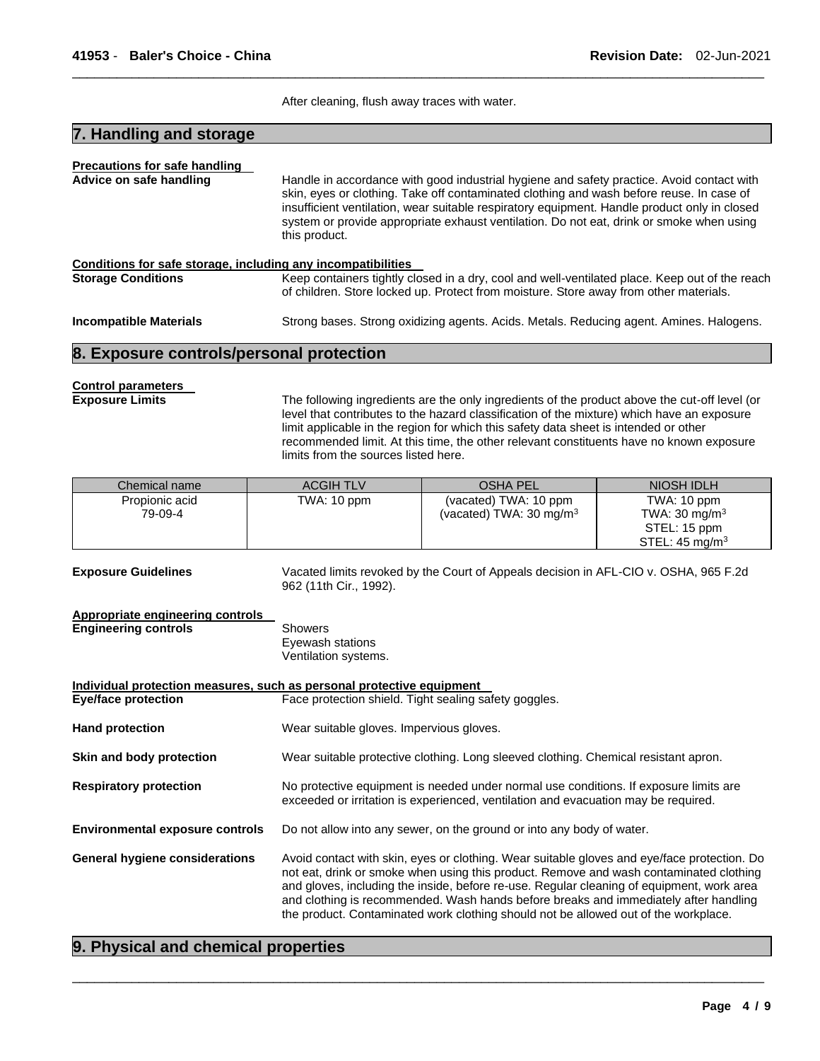After cleaning, flush away traces with water.

## 7. Handling and storage

**Precautions for safe handling**

**Advice on safe handling** Handle in accordance with good industrial hygiene and safety practice. Avoid contact with skin, eyes or clothing. Take off contaminated clothing and wash before reuse. In case of insufficient ventilation, wear suitable respiratory equipment. Handle product only in closed system or provide appropriate exhaust ventilation. Do not eat, drink or smoke when using this product.

**Conditions for safe storage, including any incompatibilities**

**Storage Conditions** Keep containers tightly closed in a dry, cool and well-ventilated place. Keep out of the reach of children. Store locked up. Protect from moisture. Store away from other materials.

**Incompatible Materials** Strong bases. Strong oxidizing agents. Acids. Metals. Reducing agent. Amines. Halogens.

## 8. Exposure controls/personal protection

**Control parameters**

**Exposure Limits** The following ingredients are the only ingredients of the product above the cut-off level (or level that contributes to the hazard classification of the mixture) which have an exposure limit applicable in the region for which this safety data sheet is intended or other recommended limit. At this time, the other relevant constituents have no known exposure limits from the sources listed here.

| Chemical name | ACGIH TLV | OSHA PEL | NIOSH IDLH |
|---|---|---|---|
| Propionic acid<br>79-09-4 | TWA: 10 ppm | (vacated) TWA: 10 ppm<br>(vacated) TWA: 30 mg/m$^3$ | TWA: 10 ppm<br>TWA: 30 mg/m$^3$<br>STEL: 15 ppm<br>STEL: 45 mg/m$^3$ |

**Exposure Guidelines** Vacated limits revoked by the Court of Appeals decision in AFL-CIO v. OSHA, 965 F.2d 962 (11th Cir., 1992).

**Appropriate engineering controls**

**Engineering controls** Showers
Eyewash stations
Ventilation systems.

**Individual protection measures, such as personal protective equipment**

**Eye/face protection** Face protection shield. Tight sealing safety goggles.

**Hand protection** Wear suitable gloves. Impervious gloves.

**Skin and body protection** Wear suitable protective clothing. Long sleeved clothing. Chemical resistant apron.

**Respiratory protection** No protective equipment is needed under normal use conditions. If exposure limits are exceeded or irritation is experienced, ventilation and evacuation may be required.

**Environmental exposure controls** Do not allow into any sewer, on the ground or into any body of water.

**General hygiene considerations** Avoid contact with skin, eyes or clothing. Wear suitable gloves and eye/face protection. Do not eat, drink or smoke when using this product. Remove and wash contaminated clothing and gloves, including the inside, before re-use. Regular cleaning of equipment, work area and clothing is recommended. Wash hands before breaks and immediately after handling the product. Contaminated work clothing should not be allowed out of the workplace.

## 9. Physical and chemical properties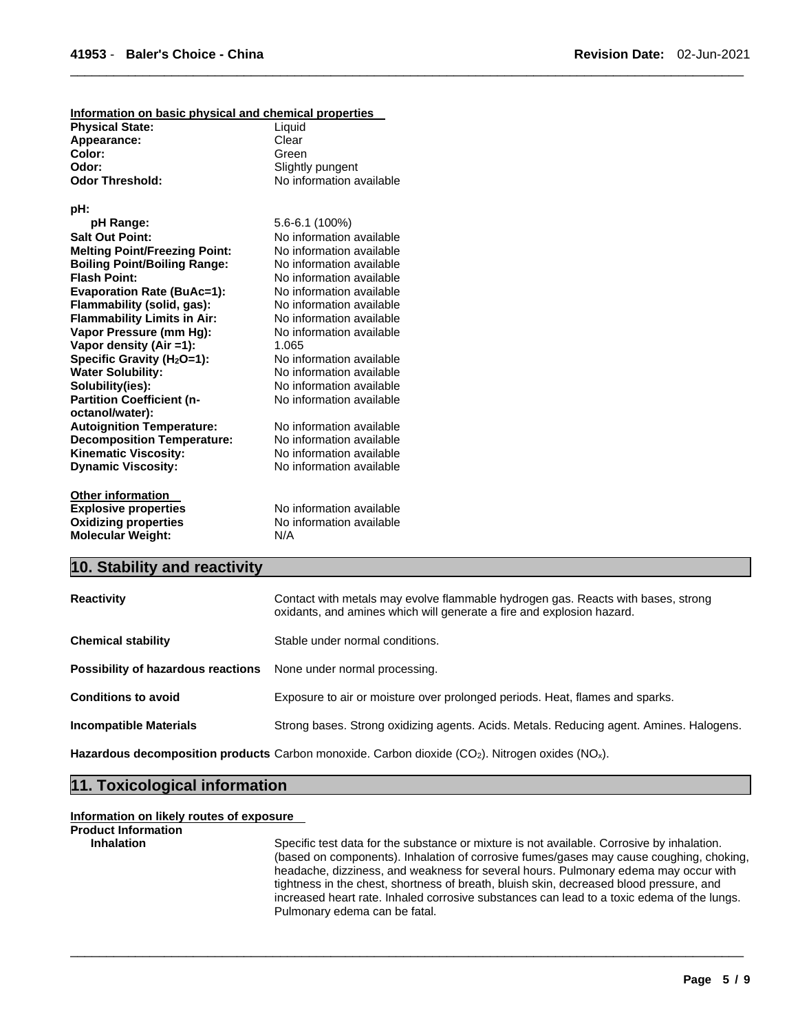**Information on basic physical and chemical properties**

| | |
|---|---|
| **Physical State:** | Liquid |
| **Appearance:** | Clear |
| **Color:** | Green |
| **Odor:** | Slightly pungent |
| **Odor Threshold:** | No information available |

**pH:**

| | |
|---|---|
| **pH Range:** | 5.6-6.1 (100%) |
| **Salt Out Point:** | No information available |
| **Melting Point/Freezing Point:** | No information available |
| **Boiling Point/Boiling Range:** | No information available |
| **Flash Point:** | No information available |
| **Evaporation Rate (BuAc=1):** | No information available |
| **Flammability (solid, gas):** | No information available |
| **Flammability Limits in Air:** | No information available |
| **Vapor Pressure (mm Hg):** | No information available |
| **Vapor density (Air =1):** | 1.065 |
| **Specific Gravity ($H_2O$=1):** | No information available |
| **Water Solubility:** | No information available |
| **Solubility(ies):** | No information available |
| **Partition Coefficient (n-octanol/water):** | No information available |
| **Autoignition Temperature:** | No information available |
| **Decomposition Temperature:** | No information available |
| **Kinematic Viscosity:** | No information available |
| **Dynamic Viscosity:** | No information available |

**Other information**

| | |
|---|---|
| **Explosive properties** | No information available |
| **Oxidizing properties** | No information available |
| **Molecular Weight:** | N/A |

## 10. Stability and reactivity

**Reactivity** Contact with metals may evolve flammable hydrogen gas. Reacts with bases, strong oxidants, and amines which will generate a fire and explosion hazard.

**Chemical stability** Stable under normal conditions.

**Possibility of hazardous reactions** None under normal processing.

**Conditions to avoid** Exposure to air or moisture over prolonged periods. Heat, flames and sparks.

**Incompatible Materials** Strong bases. Strong oxidizing agents. Acids. Metals. Reducing agent. Amines. Halogens.

**Hazardous decomposition products** Carbon monoxide. Carbon dioxide ($CO_2$). Nitrogen oxides ($NO_x$).

## 11. Toxicological information

**Information on likely routes of exposure**

**Product Information**

**Inhalation** Specific test data for the substance or mixture is not available. Corrosive by inhalation. (based on components). Inhalation of corrosive fumes/gases may cause coughing, choking, headache, dizziness, and weakness for several hours. Pulmonary edema may occur with tightness in the chest, shortness of breath, bluish skin, decreased blood pressure, and increased heart rate. Inhaled corrosive substances can lead to a toxic edema of the lungs. Pulmonary edema can be fatal.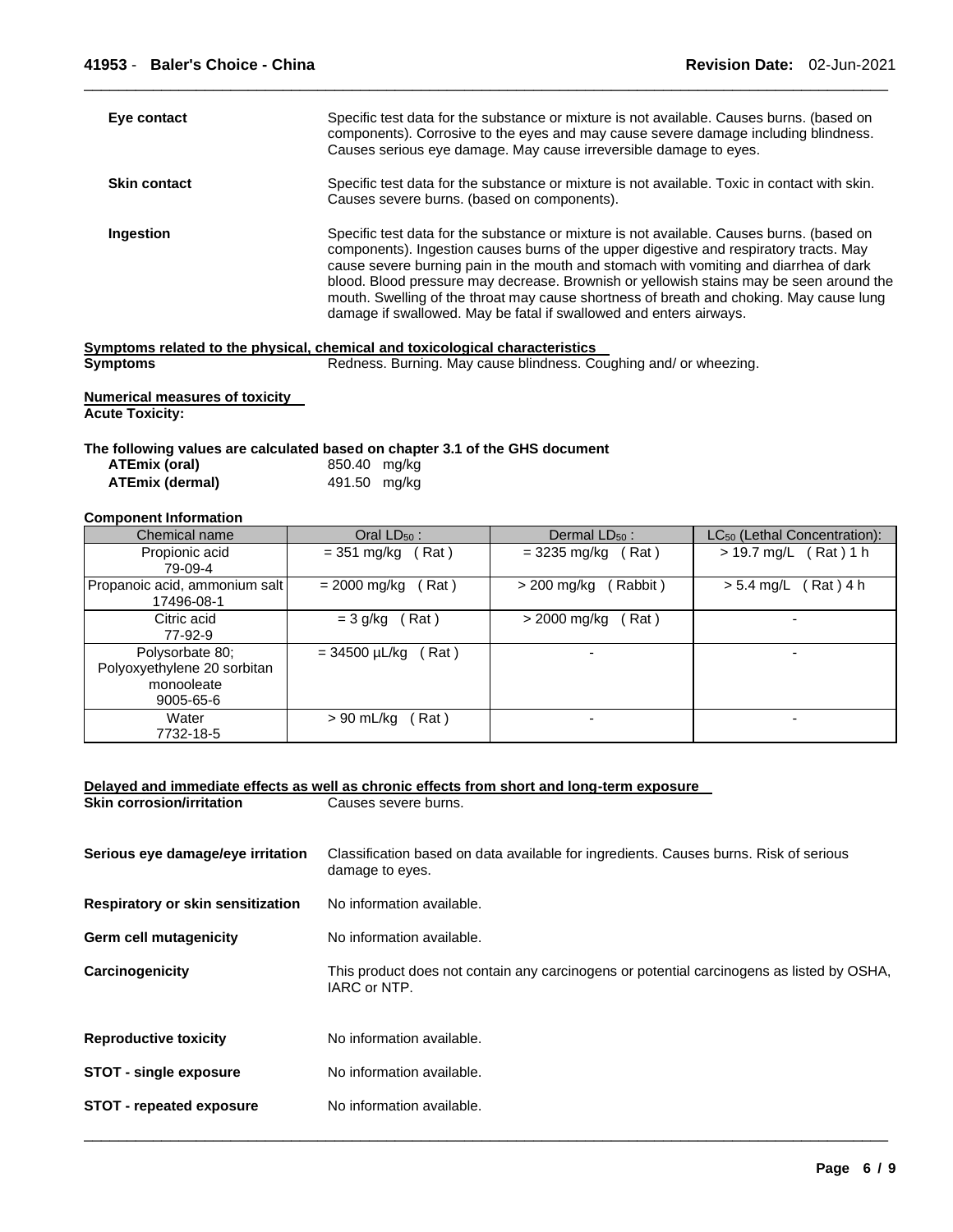**Eye contact** Specific test data for the substance or mixture is not available. Causes burns. (based on components). Corrosive to the eyes and may cause severe damage including blindness. Causes serious eye damage. May cause irreversible damage to eyes.

**Skin contact** Specific test data for the substance or mixture is not available. Toxic in contact with skin. Causes severe burns. (based on components).

**Ingestion** Specific test data for the substance or mixture is not available. Causes burns. (based on components). Ingestion causes burns of the upper digestive and respiratory tracts. May cause severe burning pain in the mouth and stomach with vomiting and diarrhea of dark blood. Blood pressure may decrease. Brownish or yellowish stains may be seen around the mouth. Swelling of the throat may cause shortness of breath and choking. May cause lung damage if swallowed. May be fatal if swallowed and enters airways.

**Symptoms related to the physical, chemical and toxicological characteristics**

**Symptoms** Redness. Burning. May cause blindness. Coughing and/ or wheezing.

**Numerical measures of toxicity**

**Acute Toxicity:**

**The following values are calculated based on chapter 3.1 of the GHS document**

**ATEmix (oral)** 850.40 mg/kg
**ATEmix (dermal)** 491.50 mg/kg

**Component Information**

| Chemical name | Oral $LD_{50}$ : | Dermal $LD_{50}$ : | $LC_{50}$ (Lethal Concentration): |
|---|---|---|---|
| Propionic acid 79-09-4 | = 351 mg/kg ( Rat ) | = 3235 mg/kg ( Rat ) | > 19.7 mg/L ( Rat ) 1 h |
| Propanoic acid, ammonium salt 17496-08-1 | = 2000 mg/kg ( Rat ) | > 200 mg/kg ( Rabbit ) | > 5.4 mg/L ( Rat ) 4 h |
| Citric acid 77-92-9 | = 3 g/kg ( Rat ) | > 2000 mg/kg ( Rat ) | - |
| Polysorbate 80; Polyoxyethylene 20 sorbitan monooleate 9005-65-6 | = 34500 µL/kg ( Rat ) | - | - |
| Water 7732-18-5 | > 90 mL/kg ( Rat ) | - | - |

**Delayed and immediate effects as well as chronic effects from short and long-term exposure**

**Skin corrosion/irritation** Causes severe burns.

**Serious eye damage/eye irritation** Classification based on data available for ingredients. Causes burns. Risk of serious damage to eyes.

**Respiratory or skin sensitization** No information available.

**Germ cell mutagenicity** No information available.

**Carcinogenicity** This product does not contain any carcinogens or potential carcinogens as listed by OSHA, IARC or NTP.

**Reproductive toxicity** No information available.

**STOT - single exposure** No information available.

**STOT - repeated exposure** No information available.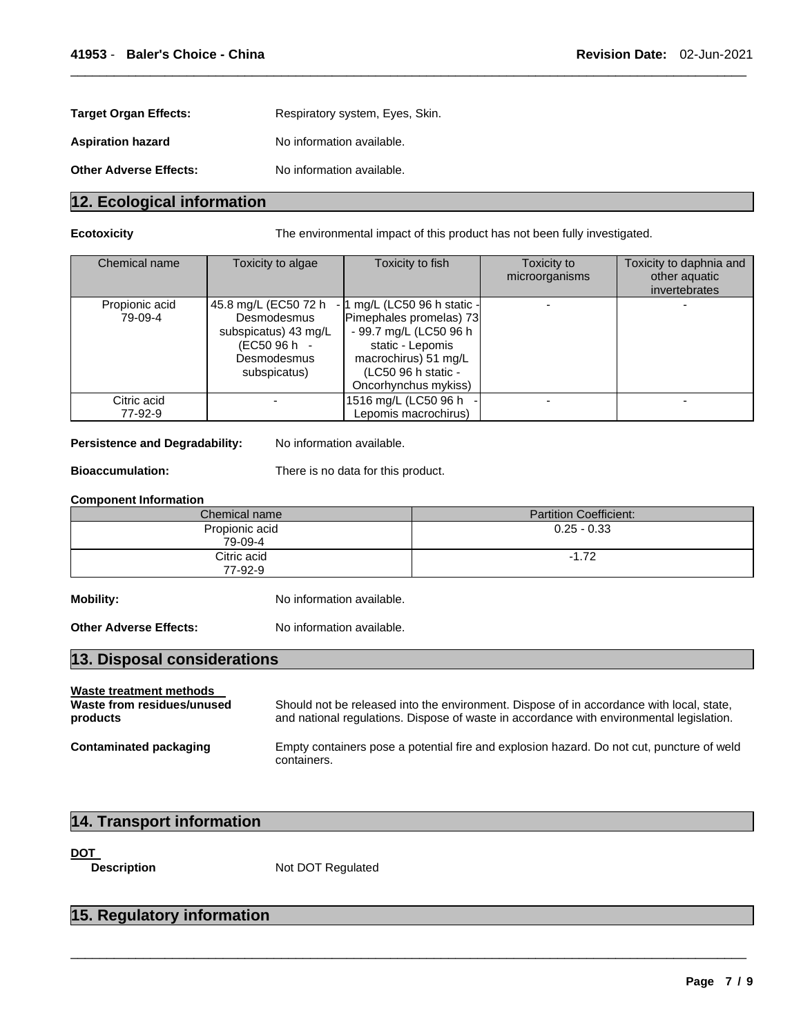**Target Organ Effects:** Respiratory system, Eyes, Skin.

**Aspiration hazard** No information available.

**Other Adverse Effects:** No information available.

## 12. Ecological information

**Ecotoxicity** The environmental impact of this product has not been fully investigated.

| Chemical name | Toxicity to algae | Toxicity to fish | Toxicity to microorganisms | Toxicity to daphnia and other aquatic invertebrates |
|---|---|---|---|---|
| Propionic acid 79-09-4 | 45.8 mg/L (EC50 72 h - Desmodesmus subspicatus) 43 mg/L (EC50 96 h - Desmodesmus subspicatus) | 1 mg/L (LC50 96 h static - Pimephales promelas) 73 - 99.7 mg/L (LC50 96 h static - Lepomis macrochirus) 51 mg/L (LC50 96 h static - Oncorhynchus mykiss) | - | - |
| Citric acid 77-92-9 | - | 1516 mg/L (LC50 96 h - Lepomis macrochirus) | - | - |

**Persistence and Degradability:** No information available.

**Bioaccumulation:** There is no data for this product.

**Component Information**

| Chemical name | Partition Coefficient: |
|---|---|
| Propionic acid 79-09-4 | 0.25 - 0.33 |
| Citric acid 77-92-9 | -1.72 |

**Mobility:** No information available.

**Other Adverse Effects:** No information available.

## 13. Disposal considerations

**Waste treatment methods**

**Waste from residues/unused products** Should not be released into the environment. Dispose of in accordance with local, state, and national regulations. Dispose of waste in accordance with environmental legislation.

**Contaminated packaging** Empty containers pose a potential fire and explosion hazard. Do not cut, puncture of weld containers.

## 14. Transport information

**DOT**

**Description** Not DOT Regulated

## 15. Regulatory information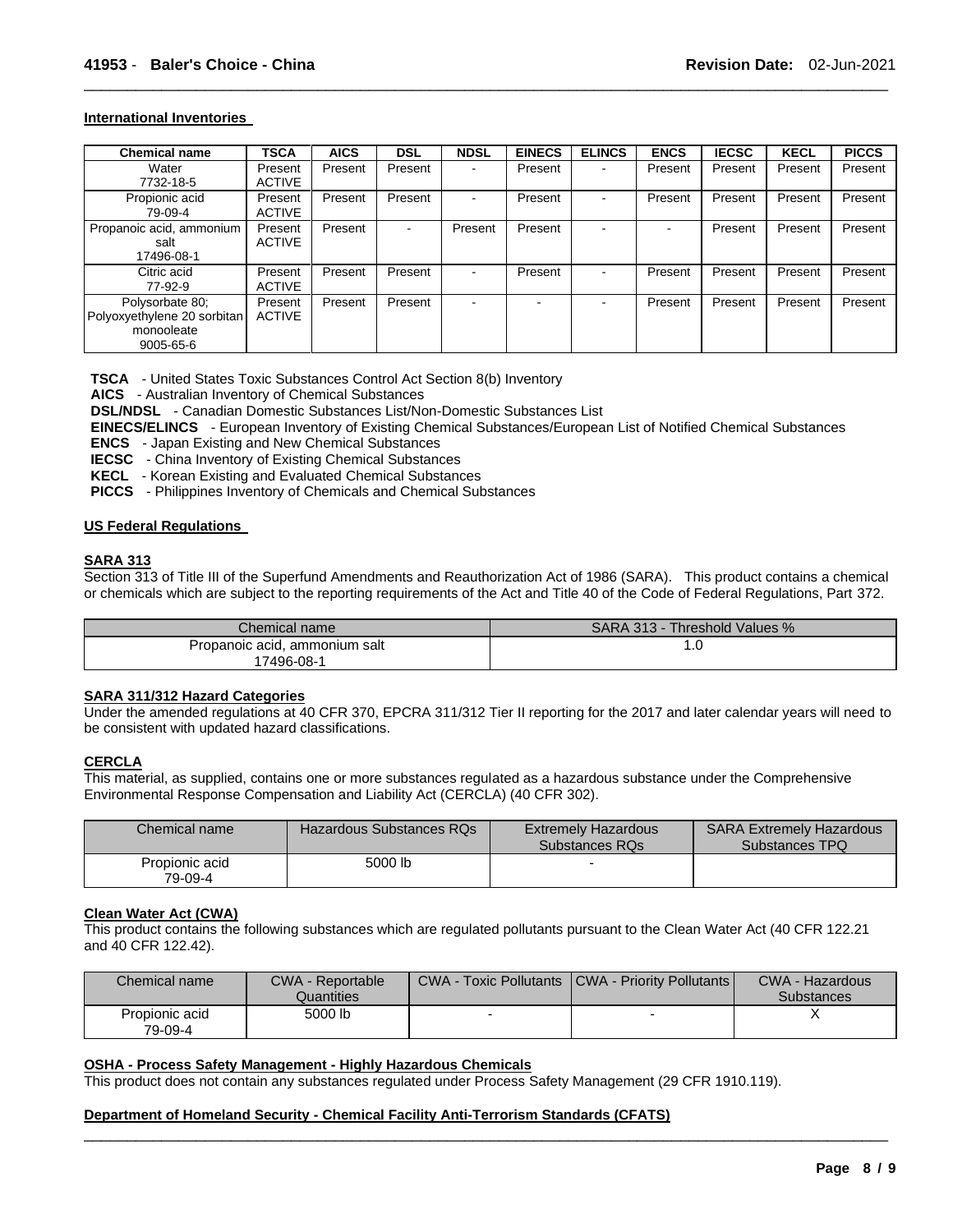## International Inventories

| Chemical name | TSCA | AICS | DSL | NDSL | EINECS | ELINCS | ENCS | IECSC | KECL | PICCS |
|---|---|---|---|---|---|---|---|---|---|---|
| Water 7732-18-5 | Present ACTIVE | Present | Present | - | Present | - | Present | Present | Present | Present |
| Propionic acid 79-09-4 | Present ACTIVE | Present | Present | - | Present | - | Present | Present | Present | Present |
| Propanoic acid, ammonium salt 17496-08-1 | Present ACTIVE | Present | - | Present | Present | - | - | Present | Present | Present |
| Citric acid 77-92-9 | Present ACTIVE | Present | Present | - | Present | - | Present | Present | Present | Present |
| Polysorbate 80; Polyoxyethylene 20 sorbitan monooleate 9005-65-6 | Present ACTIVE | Present | Present | - | - | - | Present | Present | Present | Present |

**TSCA** - United States Toxic Substances Control Act Section 8(b) Inventory
**AICS** - Australian Inventory of Chemical Substances
**DSL/NDSL** - Canadian Domestic Substances List/Non-Domestic Substances List
**EINECS/ELINCS** - European Inventory of Existing Chemical Substances/European List of Notified Chemical Substances
**ENCS** - Japan Existing and New Chemical Substances
**IECSC** - China Inventory of Existing Chemical Substances
**KECL** - Korean Existing and Evaluated Chemical Substances
**PICCS** - Philippines Inventory of Chemicals and Chemical Substances

## US Federal Regulations

### SARA 313

Section 313 of Title III of the Superfund Amendments and Reauthorization Act of 1986 (SARA). This product contains a chemical or chemicals which are subject to the reporting requirements of the Act and Title 40 of the Code of Federal Regulations, Part 372.

| Chemical name | SARA 313 - Threshold Values % |
|---|---|
| Propanoic acid, ammonium salt 17496-08-1 | 1.0 |

### SARA 311/312 Hazard Categories

Under the amended regulations at 40 CFR 370, EPCRA 311/312 Tier II reporting for the 2017 and later calendar years will need to be consistent with updated hazard classifications.

### CERCLA

This material, as supplied, contains one or more substances regulated as a hazardous substance under the Comprehensive Environmental Response Compensation and Liability Act (CERCLA) (40 CFR 302).

| Chemical name | Hazardous Substances RQs | Extremely Hazardous Substances RQs | SARA Extremely Hazardous Substances TPQ |
|---|---|---|---|
| Propionic acid 79-09-4 | 5000 lb | - | |

### Clean Water Act (CWA)

This product contains the following substances which are regulated pollutants pursuant to the Clean Water Act (40 CFR 122.21 and 40 CFR 122.42).

| Chemical name | CWA - Reportable Quantities | CWA - Toxic Pollutants | CWA - Priority Pollutants | CWA - Hazardous Substances |
|---|---|---|---|---|
| Propionic acid 79-09-4 | 5000 lb | - | - | X |

### OSHA - Process Safety Management - Highly Hazardous Chemicals

This product does not contain any substances regulated under Process Safety Management (29 CFR 1910.119).

### Department of Homeland Security - Chemical Facility Anti-Terrorism Standards (CFATS)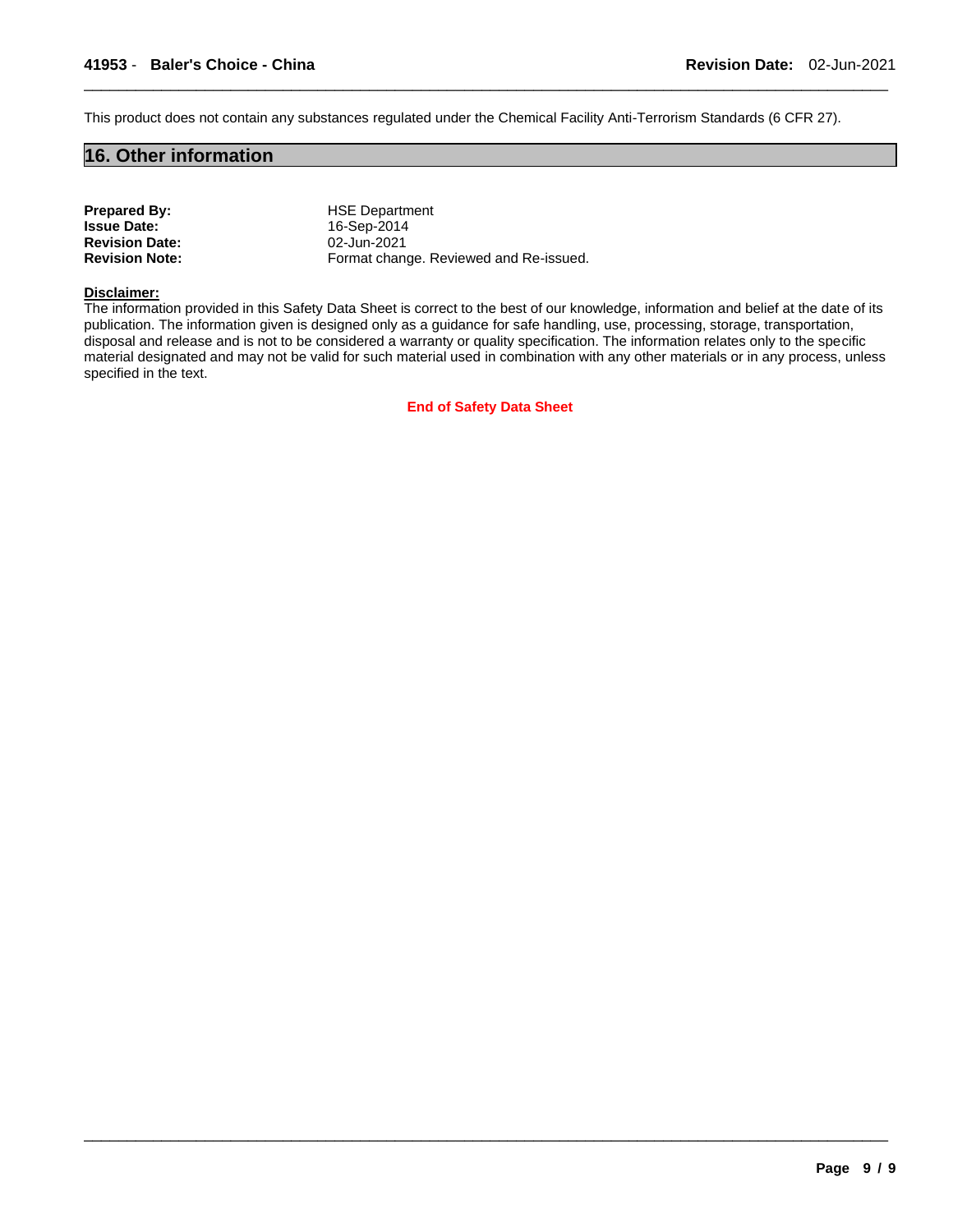This product does not contain any substances regulated under the Chemical Facility Anti-Terrorism Standards (6 CFR 27).

## 16. Other information

| | |
|---|---|
| **Prepared By:** | HSE Department |
| **Issue Date:** | 16-Sep-2014 |
| **Revision Date:** | 02-Jun-2021 |
| **Revision Note:** | Format change. Reviewed and Re-issued. |

**Disclaimer:**

The information provided in this Safety Data Sheet is correct to the best of our knowledge, information and belief at the date of its publication. The information given is designed only as a guidance for safe handling, use, processing, storage, transportation, disposal and release and is not to be considered a warranty or quality specification. The information relates only to the specific material designated and may not be valid for such material used in combination with any other materials or in any process, unless specified in the text.

**End of Safety Data Sheet**